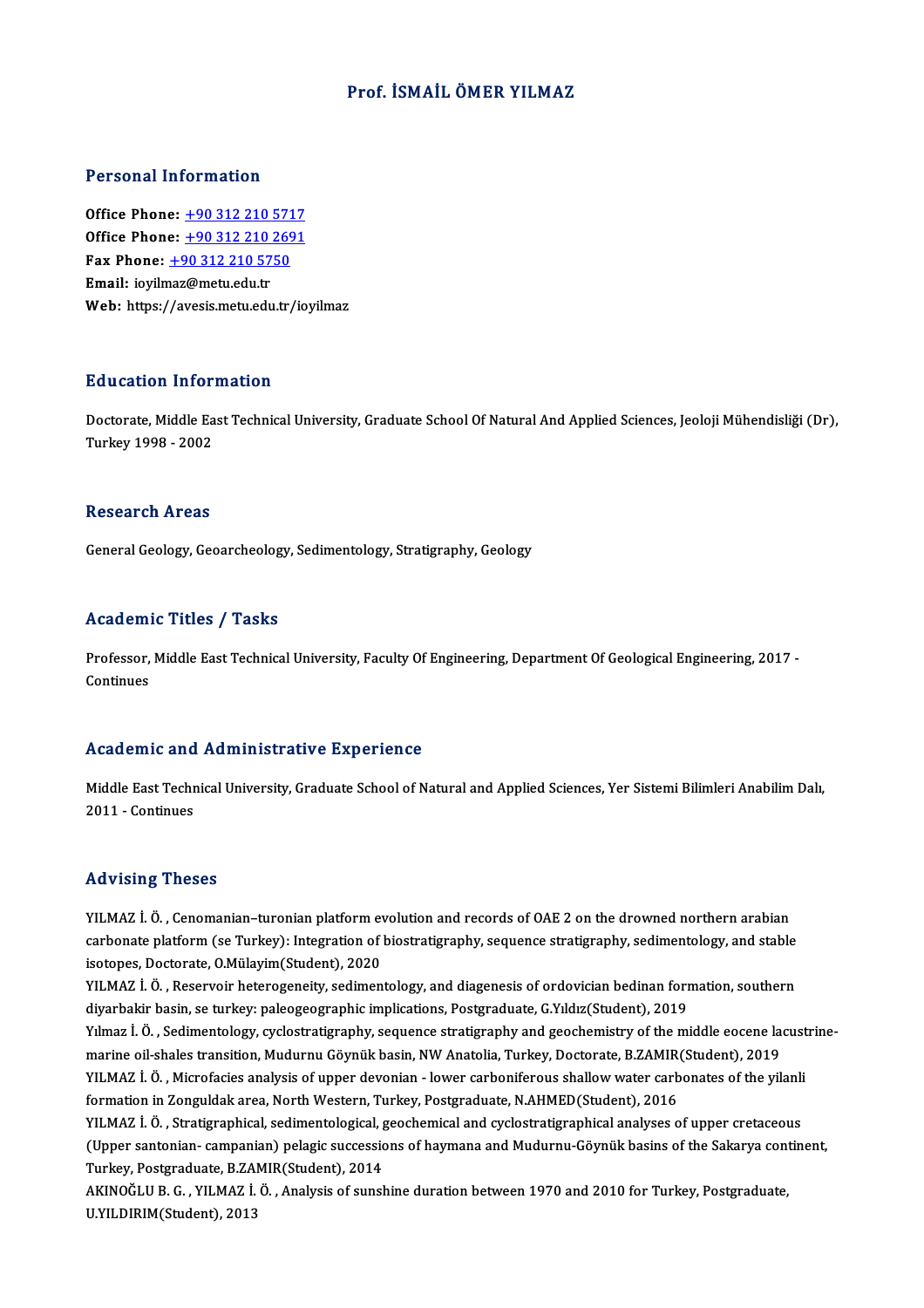# Prof. İSMAİL ÖMER YILMAZ

## Personal Information

**Office Phone:** +90 312 210 5717
**Office Phone:** +90 312 210 2691
**Fax Phone:** +90 312 210 5750
**Email:** ioyilmaz@metu.edu.tr
**Web:** https://avesis.metu.edu.tr/ioyilmaz

## Education Information

Doctorate, Middle East Technical University, Graduate School Of Natural And Applied Sciences, Jeoloji Mühendisliği (Dr), Turkey 1998 - 2002

## Research Areas

General Geology, Geoarcheology, Sedimentology, Stratigraphy, Geology

## Academic Titles / Tasks

Professor, Middle East Technical University, Faculty Of Engineering, Department Of Geological Engineering, 2017 - Continues

## Academic and Administrative Experience

Middle East Technical University, Graduate School of Natural and Applied Sciences, Yer Sistemi Bilimleri Anabilim Dalı, 2011 - Continues

## Advising Theses

YILMAZ İ. Ö. , Cenomanian–turonian platform evolution and records of OAE 2 on the drowned northern arabian carbonate platform (se Turkey): Integration of biostratigraphy, sequence stratigraphy, sedimentology, and stable isotopes, Doctorate, O.Mülayim(Student), 2020

YILMAZ İ. Ö. , Reservoir heterogeneity, sedimentology, and diagenesis of ordovician bedinan formation, southern diyarbakir basin, se turkey: paleogeographic implications, Postgraduate, G.Yıldız(Student), 2019

Yılmaz İ. Ö. , Sedimentology, cyclostratigraphy, sequence stratigraphy and geochemistry of the middle eocene lacustrine-marine oil-shales transition, Mudurnu Göynük basin, NW Anatolia, Turkey, Doctorate, B.ZAMIR(Student), 2019

YILMAZ İ. Ö. , Microfacies analysis of upper devonian - lower carboniferous shallow water carbonates of the yilanli formation in Zonguldak area, North Western, Turkey, Postgraduate, N.AHMED(Student), 2016

YILMAZ İ. Ö. , Stratigraphical, sedimentological, geochemical and cyclostratigraphical analyses of upper cretaceous (Upper santonian- campanian) pelagic successions of haymana and Mudurnu-Göynük basins of the Sakarya continent, Turkey, Postgraduate, B.ZAMIR(Student), 2014

AKINOĞLU B. G. , YILMAZ İ. Ö. , Analysis of sunshine duration between 1970 and 2010 for Turkey, Postgraduate, U.YILDIRIM(Student), 2013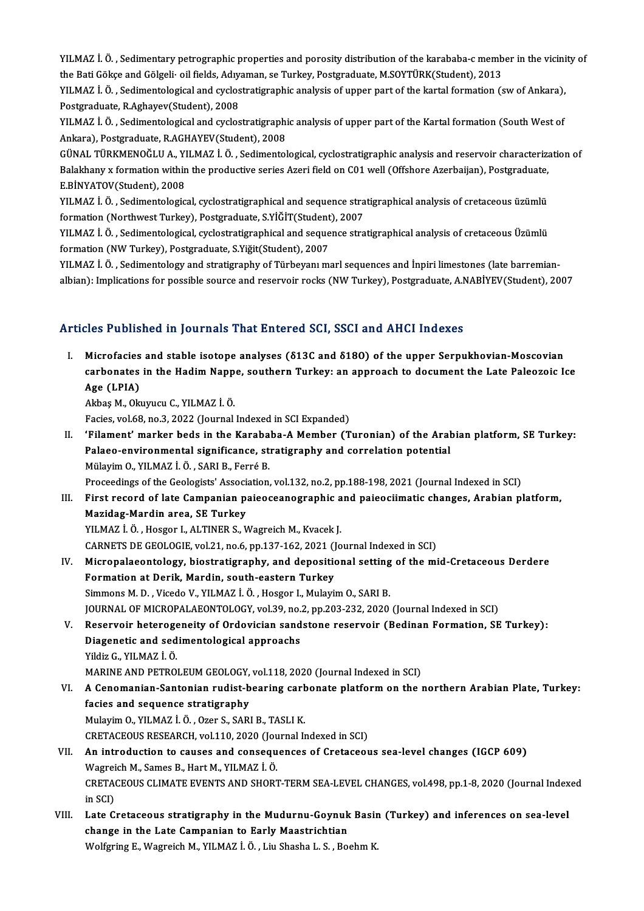YILMAZ İ. Ö. , Sedimentary petrographic properties and porosity distribution of the karababa-c member in the vicinity of the Bati Gökçe and Gölgeli· oil fields, Adıyaman, se Turkey, Postgraduate, M.SOYTÜRK(Student), 2013

YILMAZ İ. Ö. , Sedimentological and cyclostratigraphic analysis of upper part of the kartal formation (sw of Ankara), Postgraduate, R.Aghayev(Student), 2008

YILMAZ İ. Ö. , Sedimentological and cyclostratigraphic analysis of upper part of the Kartal formation (South West of Ankara), Postgraduate, R.AGHAYEV(Student), 2008

GÜNAL TÜRKMENOĞLU A., YILMAZ İ. Ö. , Sedimentological, cyclostratigraphic analysis and reservoir characterization of Balakhany x formation within the productive series Azeri field on C01 well (Offshore Azerbaijan), Postgraduate, E.BİNYATOV(Student), 2008

YILMAZ İ. Ö. , Sedimentological, cyclostratigraphical and sequence stratigraphical analysis of cretaceous üzümlü formation (Northwest Turkey), Postgraduate, S.YİĞİT(Student), 2007

YILMAZ İ. Ö. , Sedimentological, cyclostratigraphical and sequence stratigraphical analysis of cretaceous Üzümlü formation (NW Turkey), Postgraduate, S.Yiğit(Student), 2007

YILMAZ İ. Ö. , Sedimentology and stratigraphy of Türbeyanı marl sequences and İnpiri limestones (late barremian-albian): Implications for possible source and reservoir rocks (NW Turkey), Postgraduate, A.NABİYEV(Student), 2007

## Articles Published in Journals That Entered SCI, SSCI and AHCI Indexes

I. **Microfacies and stable isotope analyses (δ13C and δ18O) of the upper Serpukhovian-Moscovian carbonates in the Hadim Nappe, southern Turkey: an approach to document the Late Paleozoic Ice Age (LPIA)**
Akbaş M., Okuyucu C., YILMAZ İ. Ö.
Facies, vol.68, no.3, 2022 (Journal Indexed in SCI Expanded)

II. **'Filament' marker beds in the Karababa-A Member (Turonian) of the Arabian platform, SE Turkey: Palaeo-environmental significance, stratigraphy and correlation potential**
Mülayim O., YILMAZ İ. Ö. , SARI B., Ferré B.
Proceedings of the Geologists' Association, vol.132, no.2, pp.188-198, 2021 (Journal Indexed in SCI)

III. **First record of late Campanian paieoceanographic and paieociimatic changes, Arabian platform, Mazidag-Mardin area, SE Turkey**
YILMAZ İ. Ö. , Hosgor I., ALTINER S., Wagreich M., Kvacek J.
CARNETS DE GEOLOGIE, vol.21, no.6, pp.137-162, 2021 (Journal Indexed in SCI)

IV. **Micropalaeontology, biostratigraphy, and depositional setting of the mid-Cretaceous Derdere Formation at Derik, Mardin, south-eastern Turkey**
Simmons M. D. , Vicedo V., YILMAZ İ. Ö. , Hosgor I., Mulayim O., SARI B.
JOURNAL OF MICROPALAEONTOLOGY, vol.39, no.2, pp.203-232, 2020 (Journal Indexed in SCI)

V. **Reservoir heterogeneity of Ordovician sandstone reservoir (Bedinan Formation, SE Turkey): Diagenetic and sedimentological approachs**
Yildiz G., YILMAZ İ. Ö.
MARINE AND PETROLEUM GEOLOGY, vol.118, 2020 (Journal Indexed in SCI)

VI. **A Cenomanian-Santonian rudist-bearing carbonate platform on the northern Arabian Plate, Turkey: facies and sequence stratigraphy**
Mulayim O., YILMAZ İ. Ö. , Ozer S., SARI B., TASLI K.
CRETACEOUS RESEARCH, vol.110, 2020 (Journal Indexed in SCI)

VII. **An introduction to causes and consequences of Cretaceous sea-level changes (IGCP 609)**
Wagreich M., Sames B., Hart M., YILMAZ İ. Ö.
CRETACEOUS CLIMATE EVENTS AND SHORT-TERM SEA-LEVEL CHANGES, vol.498, pp.1-8, 2020 (Journal Indexed in SCI)

VIII. **Late Cretaceous stratigraphy in the Mudurnu-Goynuk Basin (Turkey) and inferences on sea-level change in the Late Campanian to Early Maastrichtian**
Wolfgring E., Wagreich M., YILMAZ İ. Ö. , Liu Shasha L. S. , Boehm K.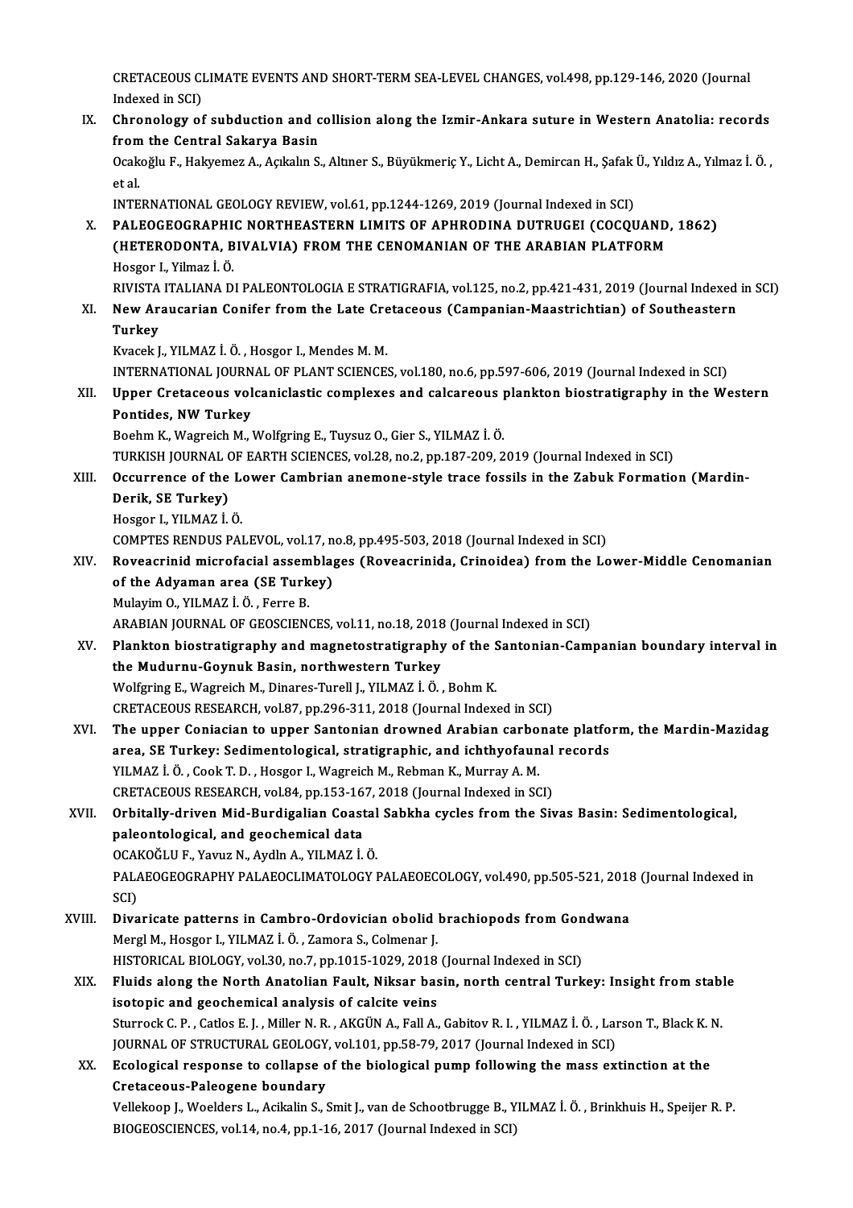CRETACEOUS CLIMATE EVENTS AND SHORT-TERM SEA-LEVEL CHANGES, vol.498, pp.129-146, 2020 (Journal Indexed in SCI)

IX. **Chronology of subduction and collision along the Izmir-Ankara suture in Western Anatolia: records from the Central Sakarya Basin**
Ocakoğlu F., Hakyemez A., Açıkalın S., Altıner S., Büyükmeriç Y., Licht A., Demircan H., Şafak Ü., Yıldız A., Yılmaz İ. Ö., et al.
INTERNATIONAL GEOLOGY REVIEW, vol.61, pp.1244-1269, 2019 (Journal Indexed in SCI)

X. **PALEOGEOGRAPHIC NORTHEASTERN LIMITS OF APHRODINA DUTRUGEI (COCQUAND, 1862) (HETERODONTA, BIVALVIA) FROM THE CENOMANIAN OF THE ARABIAN PLATFORM**
Hosgor I., Yilmaz İ. Ö.
RIVISTA ITALIANA DI PALEONTOLOGIA E STRATIGRAFIA, vol.125, no.2, pp.421-431, 2019 (Journal Indexed in SCI)

XI. **New Araucarian Conifer from the Late Cretaceous (Campanian-Maastrichtian) of Southeastern Turkey**
Kvacek J., YILMAZ İ. Ö., Hosgor I., Mendes M. M.
INTERNATIONAL JOURNAL OF PLANT SCIENCES, vol.180, no.6, pp.597-606, 2019 (Journal Indexed in SCI)

XII. **Upper Cretaceous volcaniclastic complexes and calcareous plankton biostratigraphy in the Western Pontides, NW Turkey**
Boehm K., Wagreich M., Wolfgring E., Tuysuz O., Gier S., YILMAZ İ. Ö.
TURKISH JOURNAL OF EARTH SCIENCES, vol.28, no.2, pp.187-209, 2019 (Journal Indexed in SCI)

XIII. **Occurrence of the Lower Cambrian anemone-style trace fossils in the Zabuk Formation (Mardin-Derik, SE Turkey)**
Hosgor I., YILMAZ İ. Ö.
COMPTES RENDUS PALEVOL, vol.17, no.8, pp.495-503, 2018 (Journal Indexed in SCI)

XIV. **Roveacrinid microfacial assemblages (Roveacrinida, Crinoidea) from the Lower-Middle Cenomanian of the Adyaman area (SE Turkey)**
Mulayim O., YILMAZ İ. Ö., Ferre B.
ARABIAN JOURNAL OF GEOSCIENCES, vol.11, no.18, 2018 (Journal Indexed in SCI)

XV. **Plankton biostratigraphy and magnetostratigraphy of the Santonian-Campanian boundary interval in the Mudurnu-Goynuk Basin, northwestern Turkey**
Wolfgring E., Wagreich M., Dinares-Turell J., YILMAZ İ. Ö., Bohm K.
CRETACEOUS RESEARCH, vol.87, pp.296-311, 2018 (Journal Indexed in SCI)

XVI. **The upper Coniacian to upper Santonian drowned Arabian carbonate platform, the Mardin-Mazidag area, SE Turkey: Sedimentological, stratigraphic, and ichthyofaunal records**
YILMAZ İ. Ö., Cook T. D., Hosgor I., Wagreich M., Rebman K., Murray A. M.
CRETACEOUS RESEARCH, vol.84, pp.153-167, 2018 (Journal Indexed in SCI)

XVII. **Orbitally-driven Mid-Burdigalian Coastal Sabkha cycles from the Sivas Basin: Sedimentological, paleontological, and geochemical data**
OCAKOĞLU F., Yavuz N., Aydln A., YILMAZ İ. Ö.
PALAEOGEOGRAPHY PALAEOCLIMATOLOGY PALAEOECOLOGY, vol.490, pp.505-521, 2018 (Journal Indexed in SCI)

XVIII. **Divaricate patterns in Cambro-Ordovician obolid brachiopods from Gondwana**
Mergl M., Hosgor I., YILMAZ İ. Ö., Zamora S., Colmenar J.
HISTORICAL BIOLOGY, vol.30, no.7, pp.1015-1029, 2018 (Journal Indexed in SCI)

XIX. **Fluids along the North Anatolian Fault, Niksar basin, north central Turkey: Insight from stable isotopic and geochemical analysis of calcite veins**
Sturrock C. P., Catlos E. J., Miller N. R., AKGÜN A., Fall A., Gabitov R. I., YILMAZ İ. Ö., Larson T., Black K. N.
JOURNAL OF STRUCTURAL GEOLOGY, vol.101, pp.58-79, 2017 (Journal Indexed in SCI)

XX. **Ecological response to collapse of the biological pump following the mass extinction at the Cretaceous-Paleogene boundary**
Vellekoop J., Woelders L., Acikalin S., Smit J., van de Schootbrugge B., YILMAZ İ. Ö., Brinkhuis H., Speijer R. P.
BIOGEOSCIENCES, vol.14, no.4, pp.1-16, 2017 (Journal Indexed in SCI)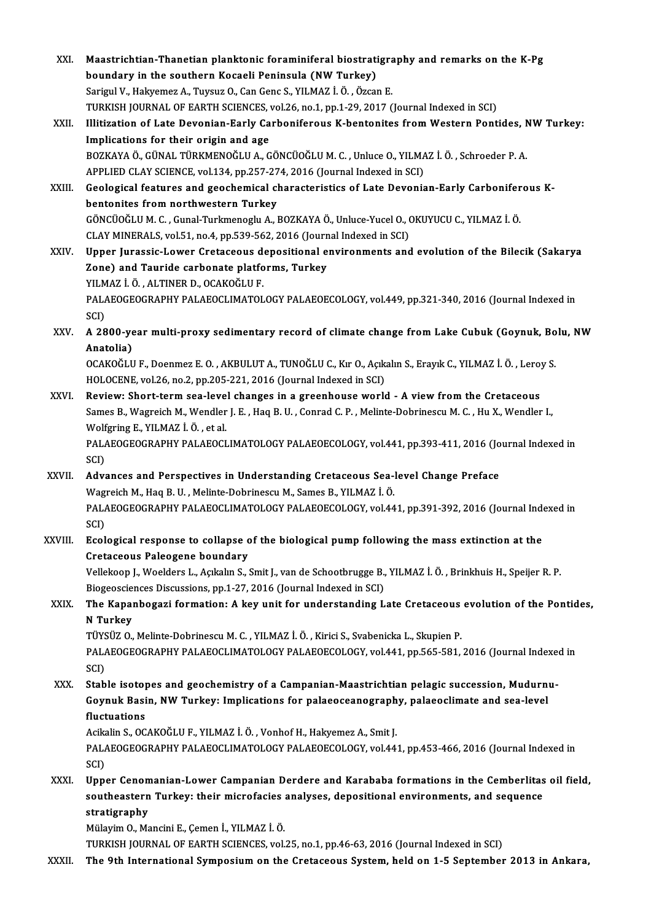XXI. **Maastrichtian-Thanetian planktonic foraminiferal biostratigraphy and remarks on the K-Pg boundary in the southern Kocaeli Peninsula (NW Turkey)**
Sarigul V., Hakyemez A., Tuysuz O., Can Genc S., YILMAZ İ. Ö. , Özcan E.
TURKISH JOURNAL OF EARTH SCIENCES, vol.26, no.1, pp.1-29, 2017 (Journal Indexed in SCI)

XXII. **Illitization of Late Devonian-Early Carboniferous K-bentonites from Western Pontides, NW Turkey: Implications for their origin and age**
BOZKAYA Ö., GÜNAL TÜRKMENOĞLU A., GÖNCÜOĞLU M. C. , Unluce O., YILMAZ İ. Ö. , Schroeder P. A.
APPLIED CLAY SCIENCE, vol.134, pp.257-274, 2016 (Journal Indexed in SCI)

XXIII. **Geological features and geochemical characteristics of Late Devonian-Early Carboniferous K-bentonites from northwestern Turkey**
GÖNCÜOĞLU M. C. , Gunal-Turkmenoglu A., BOZKAYA Ö., Unluce-Yucel O., OKUYUCU C., YILMAZ İ. Ö.
CLAY MINERALS, vol.51, no.4, pp.539-562, 2016 (Journal Indexed in SCI)

XXIV. **Upper Jurassic-Lower Cretaceous depositional environments and evolution of the Bilecik (Sakarya Zone) and Tauride carbonate platforms, Turkey**
YILMAZ İ. Ö. , ALTINER D., OCAKOĞLU F.
PALAEOGEOGRAPHY PALAEOCLIMATOLOGY PALAEOECOLOGY, vol.449, pp.321-340, 2016 (Journal Indexed in SCI)

XXV. **A 2800-year multi-proxy sedimentary record of climate change from Lake Cubuk (Goynuk, Bolu, NW Anatolia)**
OCAKOĞLU F., Doenmez E. O. , AKBULUT A., TUNOĞLU C., Kır O., Açıkalın S., Erayık C., YILMAZ İ. Ö. , Leroy S.
HOLOCENE, vol.26, no.2, pp.205-221, 2016 (Journal Indexed in SCI)

XXVI. **Review: Short-term sea-level changes in a greenhouse world - A view from the Cretaceous**
Sames B., Wagreich M., Wendler J. E. , Haq B. U. , Conrad C. P. , Melinte-Dobrinescu M. C. , Hu X., Wendler I., Wolfgring E., YILMAZ İ. Ö. , et al.
PALAEOGEOGRAPHY PALAEOCLIMATOLOGY PALAEOECOLOGY, vol.441, pp.393-411, 2016 (Journal Indexed in SCI)

XXVII. **Advances and Perspectives in Understanding Cretaceous Sea-level Change Preface**
Wagreich M., Haq B. U. , Melinte-Dobrinescu M., Sames B., YILMAZ İ. Ö.
PALAEOGEOGRAPHY PALAEOCLIMATOLOGY PALAEOECOLOGY, vol.441, pp.391-392, 2016 (Journal Indexed in SCI)

XXVIII. **Ecological response to collapse of the biological pump following the mass extinction at the Cretaceous Paleogene boundary**
Vellekoop J., Woelders L., Açıkalın S., Smit J., van de Schootbrugge B., YILMAZ İ. Ö. , Brinkhuis H., Speijer R. P.
Biogeosciences Discussions, pp.1-27, 2016 (Journal Indexed in SCI)

XXIX. **The Kapanbogazi formation: A key unit for understanding Late Cretaceous evolution of the Pontides, N Turkey**
TÜYSÜZ O., Melinte-Dobrinescu M. C. , YILMAZ İ. Ö. , Kirici S., Svabenicka L., Skupien P.
PALAEOGEOGRAPHY PALAEOCLIMATOLOGY PALAEOECOLOGY, vol.441, pp.565-581, 2016 (Journal Indexed in SCI)

XXX. **Stable isotopes and geochemistry of a Campanian-Maastrichtian pelagic succession, Mudurnu-Goynuk Basin, NW Turkey: Implications for palaeoceanography, palaeoclimate and sea-level fluctuations**
Acikalin S., OCAKOĞLU F., YILMAZ İ. Ö. , Vonhof H., Hakyemez A., Smit J.
PALAEOGEOGRAPHY PALAEOCLIMATOLOGY PALAEOECOLOGY, vol.441, pp.453-466, 2016 (Journal Indexed in SCI)

XXXI. **Upper Cenomanian-Lower Campanian Derdere and Karababa formations in the Cemberlitas oil field, southeastern Turkey: their microfacies analyses, depositional environments, and sequence stratigraphy**
Mülayim O., Mancini E., Çemen İ., YILMAZ İ. Ö.
TURKISH JOURNAL OF EARTH SCIENCES, vol.25, no.1, pp.46-63, 2016 (Journal Indexed in SCI)

XXXII. **The 9th International Symposium on the Cretaceous System, held on 1-5 September 2013 in Ankara,**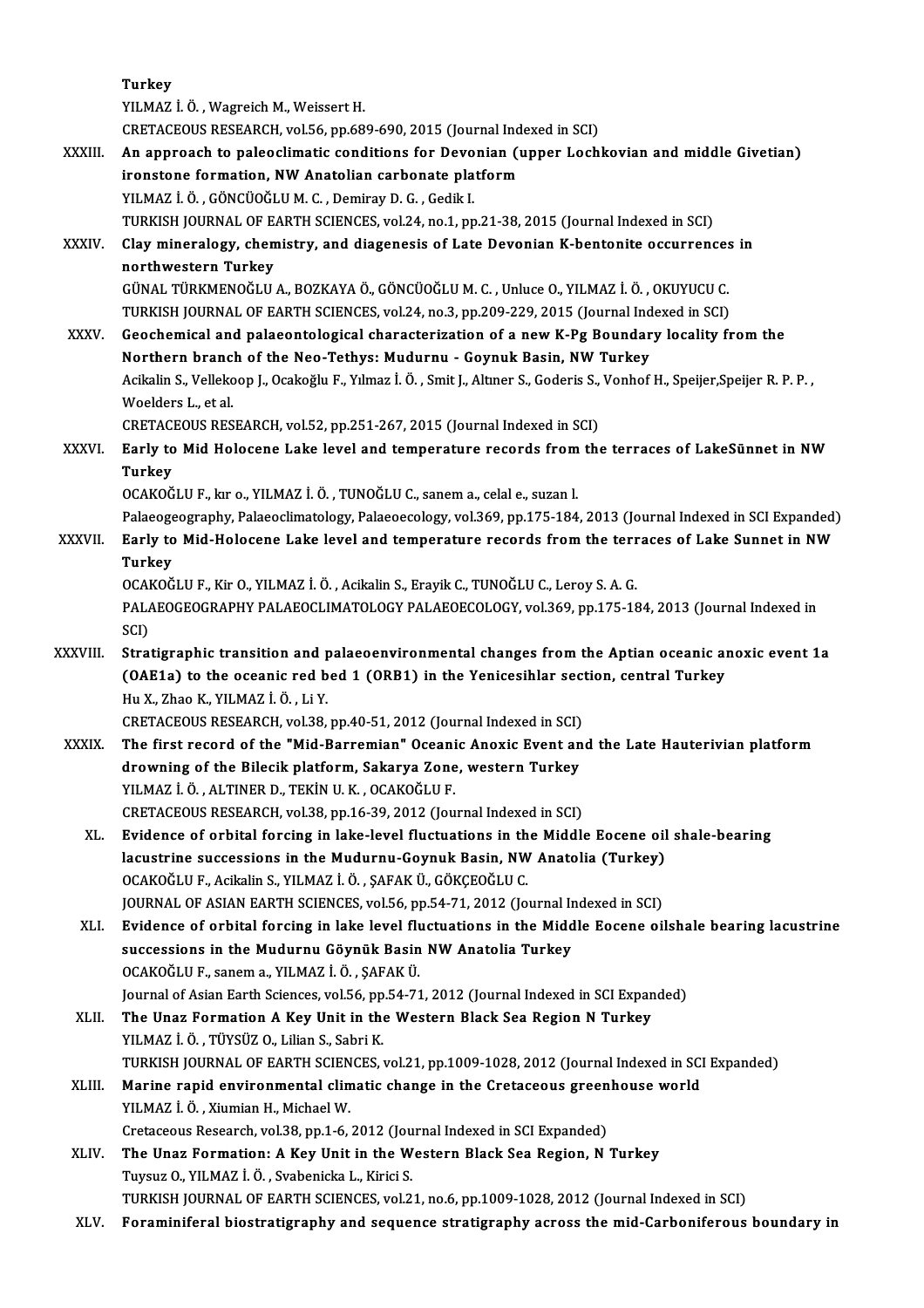Turkey
YILMAZ İ. Ö. , Wagreich M., Weissert H.
CRETACEOUS RESEARCH, vol.56, pp.689-690, 2015 (Journal Indexed in SCI)

XXXIII. **An approach to paleoclimatic conditions for Devonian (upper Lochkovian and middle Givetian) ironstone formation, NW Anatolian carbonate platform**
YILMAZ İ. Ö. , GÖNCÜOĞLU M. C. , Demiray D. G. , Gedik I.
TURKISH JOURNAL OF EARTH SCIENCES, vol.24, no.1, pp.21-38, 2015 (Journal Indexed in SCI)

XXXIV. **Clay mineralogy, chemistry, and diagenesis of Late Devonian K-bentonite occurrences in northwestern Turkey**
GÜNAL TÜRKMENOĞLU A., BOZKAYA Ö., GÖNCÜOĞLU M. C. , Unluce O., YILMAZ İ. Ö. , OKUYUCU C.
TURKISH JOURNAL OF EARTH SCIENCES, vol.24, no.3, pp.209-229, 2015 (Journal Indexed in SCI)

XXXV. **Geochemical and palaeontological characterization of a new K-Pg Boundary locality from the Northern branch of the Neo-Tethys: Mudurnu - Goynuk Basin, NW Turkey**
Acikalin S., Vellekoop J., Ocakoğlu F., Yılmaz İ. Ö. , Smit J., Altıner S., Goderis S., Vonhof H., Speijer,Speijer R. P. P. , Woelders L., et al.
CRETACEOUS RESEARCH, vol.52, pp.251-267, 2015 (Journal Indexed in SCI)

XXXVI. **Early to Mid Holocene Lake level and temperature records from the terraces of LakeSünnet in NW Turkey**
OCAKOĞLU F., kır o., YILMAZ İ. Ö. , TUNOĞLU C., sanem a., celal e., suzan l.
Palaeogeography, Palaeoclimatology, Palaeoecology, vol.369, pp.175-184, 2013 (Journal Indexed in SCI Expanded)

XXXVII. **Early to Mid-Holocene Lake level and temperature records from the terraces of Lake Sunnet in NW Turkey**
OCAKOĞLU F., Kir O., YILMAZ İ. Ö. , Acikalin S., Erayik C., TUNOĞLU C., Leroy S. A. G.
PALAEOGEOGRAPHY PALAEOCLIMATOLOGY PALAEOECOLOGY, vol.369, pp.175-184, 2013 (Journal Indexed in SCI)

XXXVIII. **Stratigraphic transition and palaeoenvironmental changes from the Aptian oceanic anoxic event 1a (OAE1a) to the oceanic red bed 1 (ORB1) in the Yenicesihlar section, central Turkey**
Hu X., Zhao K., YILMAZ İ. Ö. , Li Y.
CRETACEOUS RESEARCH, vol.38, pp.40-51, 2012 (Journal Indexed in SCI)

XXXIX. **The first record of the "Mid-Barremian" Oceanic Anoxic Event and the Late Hauterivian platform drowning of the Bilecik platform, Sakarya Zone, western Turkey**
YILMAZ İ. Ö. , ALTINER D., TEKİN U. K. , OCAKOĞLU F.
CRETACEOUS RESEARCH, vol.38, pp.16-39, 2012 (Journal Indexed in SCI)

XL. **Evidence of orbital forcing in lake-level fluctuations in the Middle Eocene oil shale-bearing lacustrine successions in the Mudurnu-Goynuk Basin, NW Anatolia (Turkey)**
OCAKOĞLU F., Acikalin S., YILMAZ İ. Ö. , ŞAFAK Ü., GÖKÇEOĞLU C.
JOURNAL OF ASIAN EARTH SCIENCES, vol.56, pp.54-71, 2012 (Journal Indexed in SCI)

XLI. **Evidence of orbital forcing in lake level fluctuations in the Middle Eocene oilshale bearing lacustrine successions in the Mudurnu Göynük Basin NW Anatolia Turkey**
OCAKOĞLU F., sanem a., YILMAZ İ. Ö. , ŞAFAK Ü.
Journal of Asian Earth Sciences, vol.56, pp.54-71, 2012 (Journal Indexed in SCI Expanded)

XLII. **The Unaz Formation A Key Unit in the Western Black Sea Region N Turkey**
YILMAZ İ. Ö. , TÜYSÜZ O., Lilian S., Sabri K.
TURKISH JOURNAL OF EARTH SCIENCES, vol.21, pp.1009-1028, 2012 (Journal Indexed in SCI Expanded)

XLIII. **Marine rapid environmental climatic change in the Cretaceous greenhouse world**
YILMAZ İ. Ö. , Xiumian H., Michael W.
Cretaceous Research, vol.38, pp.1-6, 2012 (Journal Indexed in SCI Expanded)

XLIV. **The Unaz Formation: A Key Unit in the Western Black Sea Region, N Turkey**
Tuysuz O., YILMAZ İ. Ö. , Svabenicka L., Kirici S.
TURKISH JOURNAL OF EARTH SCIENCES, vol.21, no.6, pp.1009-1028, 2012 (Journal Indexed in SCI)

XLV. **Foraminiferal biostratigraphy and sequence stratigraphy across the mid-Carboniferous boundary in**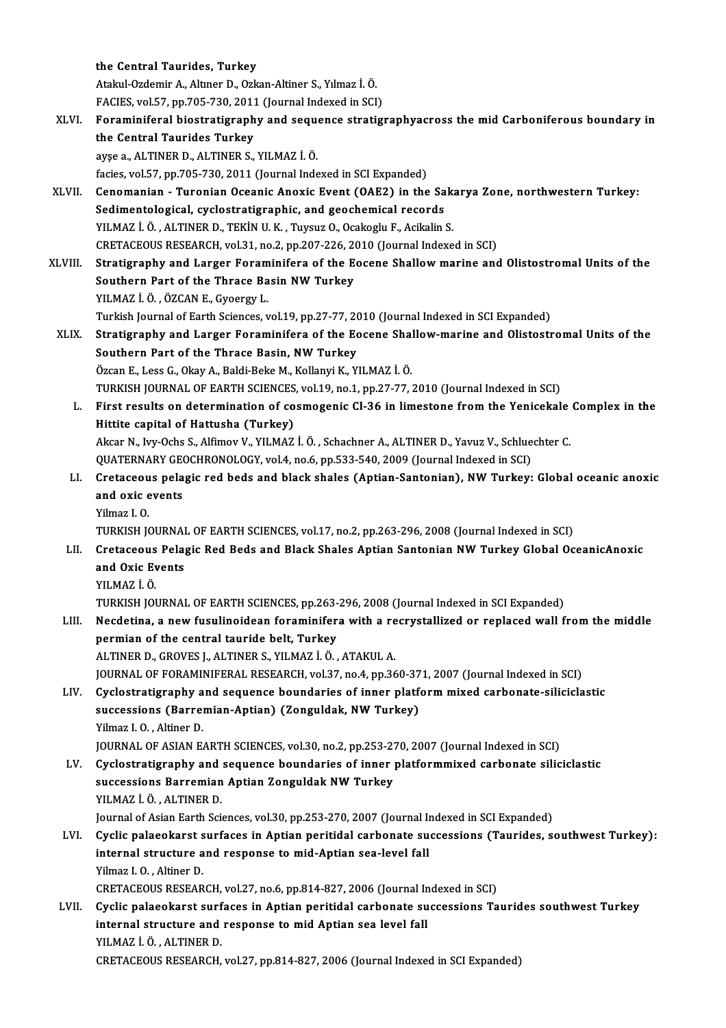the Central Taurides, Turkey
Atakul-Ozdemir A., Altıner D., Ozkan-Altiner S., Yılmaz İ. Ö.
FACIES, vol.57, pp.705-730, 2011 (Journal Indexed in SCI)

XLVI. **Foraminiferal biostratigraphy and sequence stratigraphyacross the mid Carboniferous boundary in the Central Taurides Turkey**
ayşe a., ALTINER D., ALTINER S., YILMAZ İ. Ö.
facies, vol.57, pp.705-730, 2011 (Journal Indexed in SCI Expanded)

XLVII. **Cenomanian - Turonian Oceanic Anoxic Event (OAE2) in the Sakarya Zone, northwestern Turkey: Sedimentological, cyclostratigraphic, and geochemical records**
YILMAZ İ. Ö. , ALTINER D., TEKİN U. K. , Tuysuz O., Ocakoglu F., Acikalin S.
CRETACEOUS RESEARCH, vol.31, no.2, pp.207-226, 2010 (Journal Indexed in SCI)

XLVIII. **Stratigraphy and Larger Foraminifera of the Eocene Shallow marine and Olistostromal Units of the Southern Part of the Thrace Basin NW Turkey**
YILMAZ İ. Ö. , ÖZCAN E., Gyoergy L.
Turkish Journal of Earth Sciences, vol.19, pp.27-77, 2010 (Journal Indexed in SCI Expanded)

XLIX. **Stratigraphy and Larger Foraminifera of the Eocene Shallow-marine and Olistostromal Units of the Southern Part of the Thrace Basin, NW Turkey**
Özcan E., Less G., Okay A., Baldi-Beke M., Kollanyi K., YILMAZ İ. Ö.
TURKISH JOURNAL OF EARTH SCIENCES, vol.19, no.1, pp.27-77, 2010 (Journal Indexed in SCI)

L. **First results on determination of cosmogenic Cl-36 in limestone from the Yenicekale Complex in the Hittite capital of Hattusha (Turkey)**
Akcar N., Ivy-Ochs S., Alfimov V., YILMAZ İ. Ö. , Schachner A., ALTINER D., Yavuz V., Schluechter C.
QUATERNARY GEOCHRONOLOGY, vol.4, no.6, pp.533-540, 2009 (Journal Indexed in SCI)

LI. **Cretaceous pelagic red beds and black shales (Aptian-Santonian), NW Turkey: Global oceanic anoxic and oxic events**
Yilmaz I. O.
TURKISH JOURNAL OF EARTH SCIENCES, vol.17, no.2, pp.263-296, 2008 (Journal Indexed in SCI)

LII. **Cretaceous Pelagic Red Beds and Black Shales Aptian Santonian NW Turkey Global OceanicAnoxic and Oxic Events**
YILMAZ İ. Ö.
TURKISH JOURNAL OF EARTH SCIENCES, pp.263-296, 2008 (Journal Indexed in SCI Expanded)

LIII. **Necdetina, a new fusulinoidean foraminifera with a recrystallized or replaced wall from the middle permian of the central tauride belt, Turkey**
ALTINER D., GROVES J., ALTINER S., YILMAZ İ. Ö. , ATAKUL A.
JOURNAL OF FORAMINIFERAL RESEARCH, vol.37, no.4, pp.360-371, 2007 (Journal Indexed in SCI)

LIV. **Cyclostratigraphy and sequence boundaries of inner platform mixed carbonate-siliciclastic successions (Barremian-Aptian) (Zonguldak, NW Turkey)**
Yilmaz I. O. , Altiner D.
JOURNAL OF ASIAN EARTH SCIENCES, vol.30, no.2, pp.253-270, 2007 (Journal Indexed in SCI)

LV. **Cyclostratigraphy and sequence boundaries of inner platformmixed carbonate siliciclastic successions Barremian Aptian Zonguldak NW Turkey**
YILMAZ İ. Ö. , ALTINER D.
Journal of Asian Earth Sciences, vol.30, pp.253-270, 2007 (Journal Indexed in SCI Expanded)

LVI. **Cyclic palaeokarst surfaces in Aptian peritidal carbonate successions (Taurides, southwest Turkey): internal structure and response to mid-Aptian sea-level fall**
Yilmaz I. O. , Altiner D.
CRETACEOUS RESEARCH, vol.27, no.6, pp.814-827, 2006 (Journal Indexed in SCI)

LVII. **Cyclic palaeokarst surfaces in Aptian peritidal carbonate successions Taurides southwest Turkey internal structure and response to mid Aptian sea level fall**
YILMAZ İ. Ö. , ALTINER D.
CRETACEOUS RESEARCH, vol.27, pp.814-827, 2006 (Journal Indexed in SCI Expanded)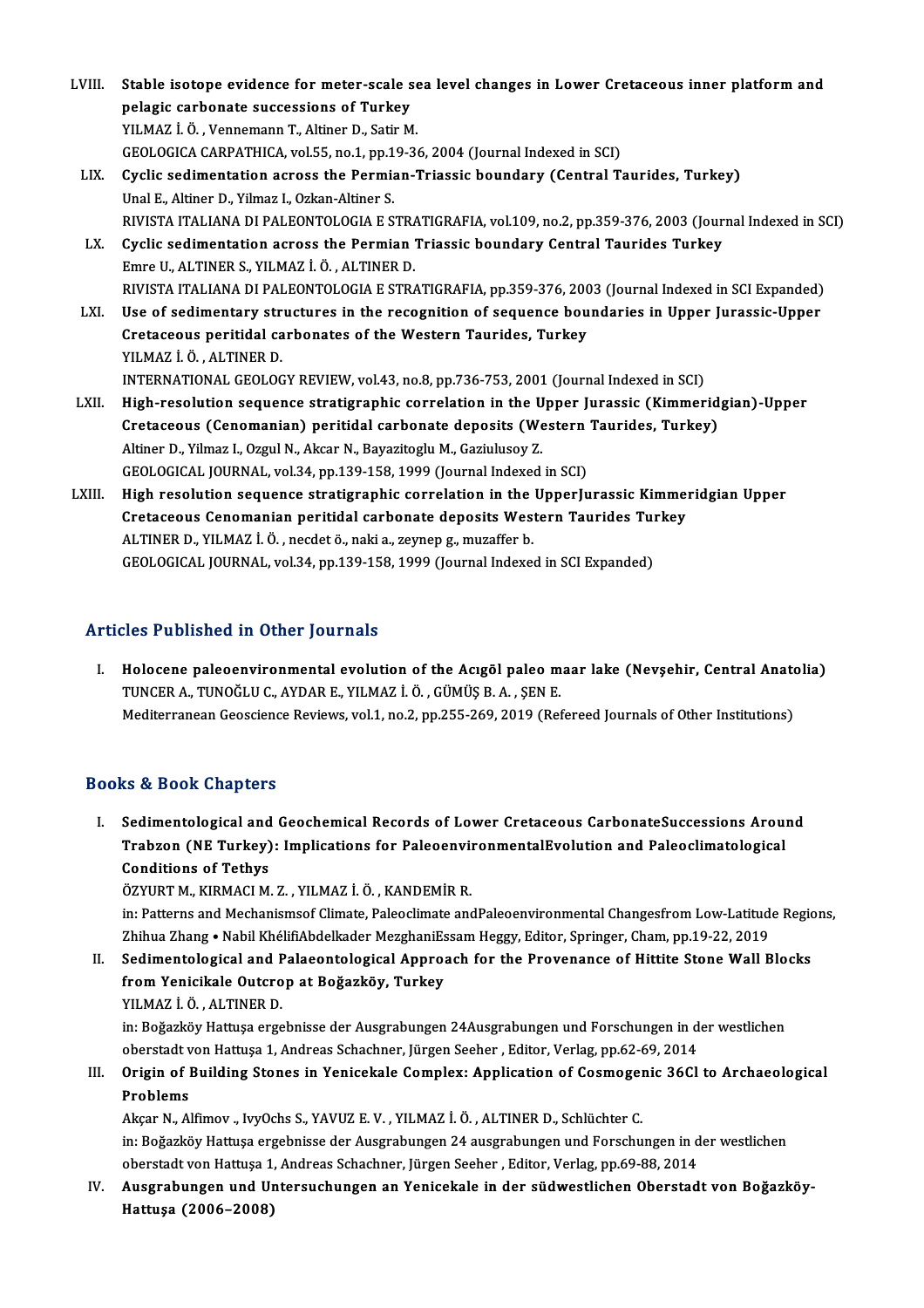LVIII. **Stable isotope evidence for meter-scale sea level changes in Lower Cretaceous inner platform and pelagic carbonate successions of Turkey**
YILMAZ İ. Ö. , Vennemann T., Altiner D., Satir M.
GEOLOGICA CARPATHICA, vol.55, no.1, pp.19-36, 2004 (Journal Indexed in SCI)

LIX. **Cyclic sedimentation across the Permian-Triassic boundary (Central Taurides, Turkey)**
Unal E., Altiner D., Yilmaz I., Ozkan-Altiner S.
RIVISTA ITALIANA DI PALEONTOLOGIA E STRATIGRAFIA, vol.109, no.2, pp.359-376, 2003 (Journal Indexed in SCI)

LX. **Cyclic sedimentation across the Permian Triassic boundary Central Taurides Turkey**
Emre U., ALTINER S., YILMAZ İ. Ö. , ALTINER D.
RIVISTA ITALIANA DI PALEONTOLOGIA E STRATIGRAFIA, pp.359-376, 2003 (Journal Indexed in SCI Expanded)

LXI. **Use of sedimentary structures in the recognition of sequence boundaries in Upper Jurassic-Upper Cretaceous peritidal carbonates of the Western Taurides, Turkey**
YILMAZ İ. Ö. , ALTINER D.
INTERNATIONAL GEOLOGY REVIEW, vol.43, no.8, pp.736-753, 2001 (Journal Indexed in SCI)

LXII. **High-resolution sequence stratigraphic correlation in the Upper Jurassic (Kimmeridgian)-Upper Cretaceous (Cenomanian) peritidal carbonate deposits (Western Taurides, Turkey)**
Altiner D., Yilmaz I., Ozgul N., Akcar N., Bayazitoglu M., Gaziulusoy Z.
GEOLOGICAL JOURNAL, vol.34, pp.139-158, 1999 (Journal Indexed in SCI)

LXIII. **High resolution sequence stratigraphic correlation in the UpperJurassic Kimmeridgian Upper Cretaceous Cenomanian peritidal carbonate deposits Western Taurides Turkey**
ALTINER D., YILMAZ İ. Ö. , necdet ö., naki a., zeynep g., muzaffer b.
GEOLOGICAL JOURNAL, vol.34, pp.139-158, 1999 (Journal Indexed in SCI Expanded)

## Articles Published in Other Journals

I. **Holocene paleoenvironmental evolution of the Acıgöl paleo maar lake (Nevşehir, Central Anatolia)**
TUNCER A., TUNOĞLU C., AYDAR E., YILMAZ İ. Ö. , GÜMÜŞ B. A. , ŞEN E.
Mediterranean Geoscience Reviews, vol.1, no.2, pp.255-269, 2019 (Refereed Journals of Other Institutions)

## Books & Book Chapters

I. **Sedimentological and Geochemical Records of Lower Cretaceous CarbonateSuccessions Around Trabzon (NE Turkey): Implications for PaleoenvironmentalEvolution and Paleoclimatological Conditions of Tethys**
ÖZYURT M., KIRMACI M. Z. , YILMAZ İ. Ö. , KANDEMİR R.
in: Patterns and Mechanismsof Climate, Paleoclimate andPaleoenvironmental Changesfrom Low-Latitude Regions, Zhihua Zhang • Nabil KhélifiAbdelkader MezghaniEssam Heggy, Editor, Springer, Cham, pp.19-22, 2019

II. **Sedimentological and Palaeontological Approach for the Provenance of Hittite Stone Wall Blocks from Yenicikale Outcrop at Boğazköy, Turkey**
YILMAZ İ. Ö. , ALTINER D.
in: Boğazköy Hattuşa ergebnisse der Ausgrabungen 24Ausgrabungen und Forschungen in der westlichen oberstadt von Hattuşa 1, Andreas Schachner, Jürgen Seeher , Editor, Verlag, pp.62-69, 2014

III. **Origin of Building Stones in Yenicekale Complex: Application of Cosmogenic 36Cl to Archaeological Problems**
Akçar N., Alfimov ., IvyOchs S., YAVUZ E. V. , YILMAZ İ. Ö. , ALTINER D., Schlüchter C.
in: Boğazköy Hattuşa ergebnisse der Ausgrabungen 24 ausgrabungen und Forschungen in der westlichen oberstadt von Hattuşa 1, Andreas Schachner, Jürgen Seeher , Editor, Verlag, pp.69-88, 2014

IV. **Ausgrabungen und Untersuchungen an Yenicekale in der südwestlichen Oberstadt von Boğazköy-Hattuşa (2006–2008)**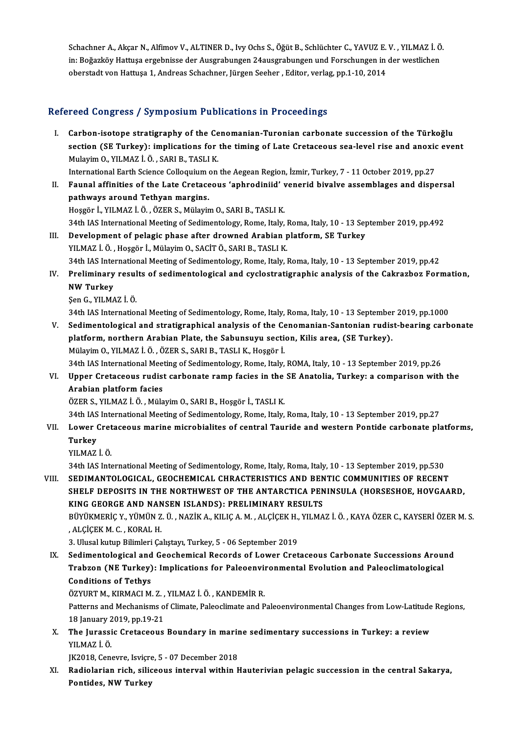Schachner A., Akçar N., Alfimov V., ALTINER D., Ivy Ochs S., Öğüt B., Schlüchter C., YAVUZ E. V. , YILMAZ İ. Ö.
in: Boğazköy Hattuşa ergebnisse der Ausgrabungen 24ausgrabungen und Forschungen in der westlichen oberstadt von Hattuşa 1, Andreas Schachner, Jürgen Seeher , Editor, verlag, pp.1-10, 2014

## Refereed Congress / Symposium Publications in Proceedings

I. **Carbon-isotope stratigraphy of the Cenomanian-Turonian carbonate succession of the Türkoğlu section (SE Turkey): implications for the timing of Late Cretaceous sea-level rise and anoxic event**
Mulayim O., YILMAZ İ. Ö. , SARI B., TASLI K.
International Earth Science Colloquium on the Aegean Region, İzmir, Turkey, 7 - 11 October 2019, pp.27

II. **Faunal affinities of the Late Cretaceous 'aphrodiniid' venerid bivalve assemblages and dispersal pathways around Tethyan margins.**
Hoşgör İ., YILMAZ İ. Ö. , ÖZER S., Mülayim O., SARI B., TASLI K.
34th IAS International Meeting of Sedimentology, Rome, Italy, Roma, Italy, 10 - 13 September 2019, pp.492

III. **Development of pelagic phase after drowned Arabian platform, SE Turkey**
YILMAZ İ. Ö. , Hoşgör İ., Mülayim O., SACİT Ö., SARI B., TASLI K.
34th IAS International Meeting of Sedimentology, Rome, Italy, Roma, Italy, 10 - 13 September 2019, pp.42

IV. **Preliminary results of sedimentological and cyclostratigraphic analysis of the Cakrazboz Formation, NW Turkey**
Şen G., YILMAZ İ. Ö.
34th IAS International Meeting of Sedimentology, Rome, Italy, Roma, Italy, 10 - 13 September 2019, pp.1000

V. **Sedimentological and stratigraphical analysis of the Cenomanian-Santonian rudist-bearing carbonate platform, northern Arabian Plate, the Sabunsuyu section, Kilis area, (SE Turkey).**
Mülayim O., YILMAZ İ. Ö. , ÖZER S., SARI B., TASLI K., Hoşgör İ.
34th IAS International Meeting of Sedimentology, Rome, Italy, ROMA, Italy, 10 - 13 September 2019, pp.26

VI. **Upper Cretaceous rudist carbonate ramp facies in the SE Anatolia, Turkey: a comparison with the Arabian platform facies**
ÖZER S., YILMAZ İ. Ö. , Mülayim O., SARI B., Hoşgör İ., TASLI K.
34th IAS International Meeting of Sedimentology, Rome, Italy, Roma, Italy, 10 - 13 September 2019, pp.27

VII. **Lower Cretaceous marine microbialites of central Tauride and western Pontide carbonate platforms, Turkey**
YILMAZ İ. Ö.
34th IAS International Meeting of Sedimentology, Rome, Italy, Roma, Italy, 10 - 13 September 2019, pp.530

VIII. **SEDIMANTOLOGICAL, GEOCHEMICAL CHRACTERISTICS AND BENTIC COMMUNITIES OF RECENT SHELF DEPOSITS IN THE NORTHWEST OF THE ANTARCTICA PENINSULA (HORSESHOE, HOVGAARD, KING GEORGE AND NANSEN ISLANDS): PRELIMINARY RESULTS**
BÜYÜKMERİÇ Y., YÜMÜN Z. Ü. , NAZİK A., KILIÇ A. M. , ALÇİÇEK H., YILMAZ İ. Ö. , KAYA ÖZER C., KAYSERİ ÖZER M. S. , ALÇİÇEK M. C. , KORAL H.
3. Ulusal kutup Bilimleri Çalıştayı, Turkey, 5 - 06 September 2019

IX. **Sedimentological and Geochemical Records of Lower Cretaceous Carbonate Successions Around Trabzon (NE Turkey): Implications for Paleoenvironmental Evolution and Paleoclimatological Conditions of Tethys**
ÖZYURT M., KIRMACI M. Z. , YILMAZ İ. Ö. , KANDEMİR R.
Patterns and Mechanisms of Climate, Paleoclimate and Paleoenvironmental Changes from Low-Latitude Regions, 18 January 2019, pp.19-21

X. **The Jurassic Cretaceous Boundary in marine sedimentary successions in Turkey: a review**
YILMAZ İ. Ö.
JK2018, Cenevre, Isviçre, 5 - 07 December 2018

XI. **Radiolarian rich, siliceous interval within Hauterivian pelagic succession in the central Sakarya, Pontides, NW Turkey**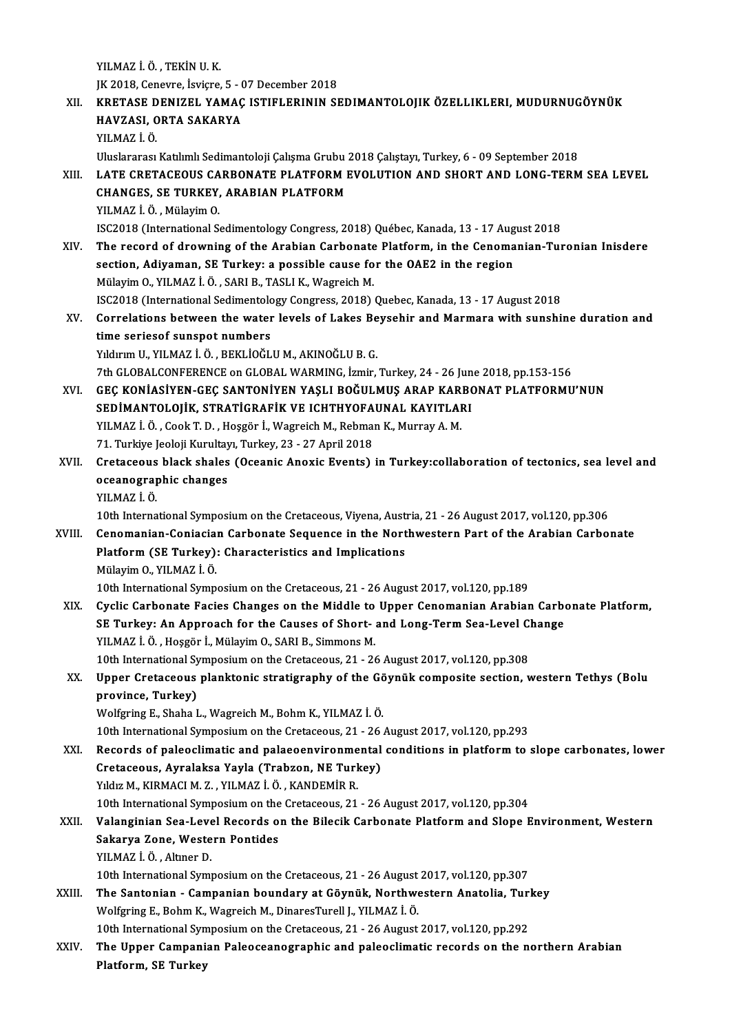YILMAZ İ. Ö. , TEKİN U. K.
JK 2018, Cenevre, İsviçre, 5 - 07 December 2018

XII. **KRETASE DENIZEL YAMAÇ ISTIFLERININ SEDIMANTOLOJIK ÖZELLIKLERI, MUDURNUGÖYNÜK HAVZASI, ORTA SAKARYA**
YILMAZ İ. Ö.
Uluslararası Katılımlı Sedimantoloji Çalışma Grubu 2018 Çalıştayı, Turkey, 6 - 09 September 2018

XIII. **LATE CRETACEOUS CARBONATE PLATFORM EVOLUTION AND SHORT AND LONG-TERM SEA LEVEL CHANGES, SE TURKEY, ARABIAN PLATFORM**
YILMAZ İ. Ö. , Mülayim O.
ISC2018 (International Sedimentology Congress, 2018) Québec, Kanada, 13 - 17 August 2018

XIV. **The record of drowning of the Arabian Carbonate Platform, in the Cenomanian-Turonian Inisdere section, Adiyaman, SE Turkey: a possible cause for the OAE2 in the region**
Mülayim O., YILMAZ İ. Ö. , SARI B., TASLI K., Wagreich M.
ISC2018 (International Sedimentology Congress, 2018) Quebec, Kanada, 13 - 17 August 2018

XV. **Correlations between the water levels of Lakes Beysehir and Marmara with sunshine duration and time seriesof sunspot numbers**
Yıldırım U., YILMAZ İ. Ö. , BEKLİOĞLU M., AKINOĞLU B. G.
7th GLOBALCONFERENCE on GLOBAL WARMING, İzmir, Turkey, 24 - 26 June 2018, pp.153-156

XVI. **GEÇ KONİASİYEN-GEÇ SANTONİYEN YAŞLI BOĞULMUŞ ARAP KARBONAT PLATFORMU'NUN SEDİMANTOLOJİK, STRATİGRAFİK VE ICHTHYOFAUNAL KAYITLARI**
YILMAZ İ. Ö. , Cook T. D. , Hoşgör İ., Wagreich M., Rebman K., Murray A. M.
71. Turkiye Jeoloji Kurultayı, Turkey, 23 - 27 April 2018

XVII. **Cretaceous black shales (Oceanic Anoxic Events) in Turkey:collaboration of tectonics, sea level and oceanographic changes**
YILMAZ İ. Ö.
10th International Symposium on the Cretaceous, Viyena, Austria, 21 - 26 August 2017, vol.120, pp.306

XVIII. **Cenomanian-Coniacian Carbonate Sequence in the Northwestern Part of the Arabian Carbonate Platform (SE Turkey): Characteristics and Implications**
Mülayim O., YILMAZ İ. Ö.
10th International Symposium on the Cretaceous, 21 - 26 August 2017, vol.120, pp.189

XIX. **Cyclic Carbonate Facies Changes on the Middle to Upper Cenomanian Arabian Carbonate Platform, SE Turkey: An Approach for the Causes of Short- and Long-Term Sea-Level Change**
YILMAZ İ. Ö. , Hoşgör İ., Mülayim O., SARI B., Simmons M.
10th International Symposium on the Cretaceous, 21 - 26 August 2017, vol.120, pp.308

XX. **Upper Cretaceous planktonic stratigraphy of the Göynük composite section, western Tethys (Bolu province, Turkey)**
Wolfgring E., Shaha L., Wagreich M., Bohm K., YILMAZ İ. Ö.
10th International Symposium on the Cretaceous, 21 - 26 August 2017, vol.120, pp.293

XXI. **Records of paleoclimatic and palaeoenvironmental conditions in platform to slope carbonates, lower Cretaceous, Ayralaksa Yayla (Trabzon, NE Turkey)**
Yıldız M., KIRMACI M. Z. , YILMAZ İ. Ö. , KANDEMİR R.
10th International Symposium on the Cretaceous, 21 - 26 August 2017, vol.120, pp.304

XXII. **Valanginian Sea-Level Records on the Bilecik Carbonate Platform and Slope Environment, Western Sakarya Zone, Western Pontides**
YILMAZ İ. Ö. , Altıner D.
10th International Symposium on the Cretaceous, 21 - 26 August 2017, vol.120, pp.307

XXIII. **The Santonian - Campanian boundary at Göynük, Northwestern Anatolia, Turkey**
Wolfgring E., Bohm K., Wagreich M., DinaresTurell J., YILMAZ İ. Ö.
10th International Symposium on the Cretaceous, 21 - 26 August 2017, vol.120, pp.292

XXIV. **The Upper Campanian Paleoceanographic and paleoclimatic records on the northern Arabian Platform, SE Turkey**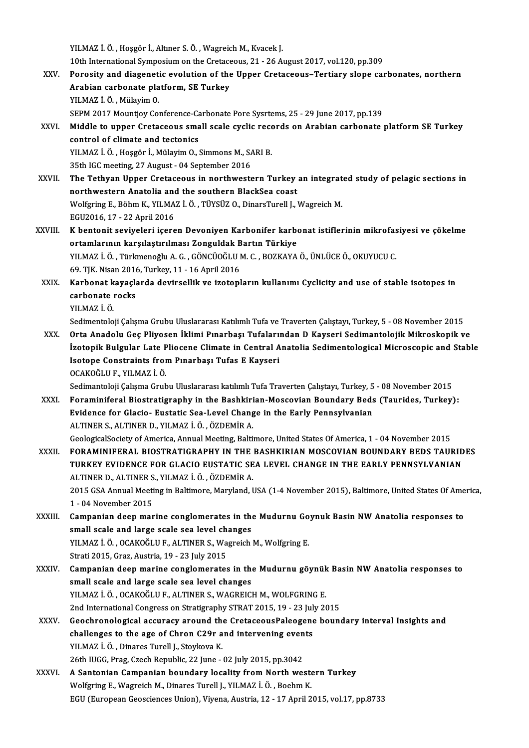YILMAZ İ. Ö. , Hoşgör İ., Altıner S. Ö. , Wagreich M., Kvacek J.
10th International Symposium on the Cretaceous, 21 - 26 August 2017, vol.120, pp.309

XXV. **Porosity and diagenetic evolution of the Upper Cretaceous–Tertiary slope carbonates, northern Arabian carbonate platform, SE Turkey**
YILMAZ İ. Ö. , Mülayim O.
SEPM 2017 Mountjoy Conference-Carbonate Pore Sysrtems, 25 - 29 June 2017, pp.139

XXVI. **Middle to upper Cretaceous small scale cyclic records on Arabian carbonate platform SE Turkey control of climate and tectonics**
YILMAZ İ. Ö. , Hoşgör İ., Mülayim O., Simmons M., SARI B.
35th IGC meeting, 27 August - 04 September 2016

XXVII. **The Tethyan Upper Cretaceous in northwestern Turkey an integrated study of pelagic sections in northwestern Anatolia and the southern BlackSea coast**
Wolfgring E., Böhm K., YILMAZ İ. Ö. , TÜYSÜZ O., DinarsTurell J., Wagreich M.
EGU2016, 17 - 22 April 2016

XXVIII. **K bentonit seviyeleri içeren Devoniyen Karbonifer karbonat istiflerinin mikrofasiyesi ve çökelme ortamlarının karşılaştırılması Zonguldak Bartın Türkiye**
YILMAZ İ. Ö. , Türkmenoğlu A. G. , GÖNCÜOĞLU M. C. , BOZKAYA Ö., ÜNLÜCE Ö., OKUYUCU C.
69. TJK. Nisan 2016, Turkey, 11 - 16 April 2016

XXIX. **Karbonat kayaçlarda devirsellik ve izotopların kullanımı Cyclicity and use of stable isotopes in carbonate rocks**
YILMAZ İ. Ö.
Sedimentoloji Çalışma Grubu Uluslararası Katılımlı Tufa ve Traverten Çalıştayı, Turkey, 5 - 08 November 2015

XXX. **Orta Anadolu Geç Pliyosen İklimi Pınarbaşı Tufalarından D Kayseri Sedimantolojik Mikroskopik ve İzotopik Bulgular Late Pliocene Climate in Central Anatolia Sedimentological Microscopic and Stable Isotope Constraints from Pınarbaşı Tufas E Kayseri**
OCAKOĞLU F., YILMAZ İ. Ö.
Sedimantoloji Çalışma Grubu Uluslararası katılımlı Tufa Traverten Çalıştayı, Turkey, 5 - 08 November 2015

XXXI. **Foraminiferal Biostratigraphy in the Bashkirian-Moscovian Boundary Beds (Taurides, Turkey): Evidence for Glacio- Eustatic Sea-Level Change in the Early Pennsylvanian**
ALTINER S., ALTINER D., YILMAZ İ. Ö. , ÖZDEMİR A.
GeologicalSociety of America, Annual Meeting, Baltimore, United States Of America, 1 - 04 November 2015

XXXII. **FORAMINIFERAL BIOSTRATIGRAPHY IN THE BASHKIRIAN MOSCOVIAN BOUNDARY BEDS TAURIDES TURKEY EVIDENCE FOR GLACIO EUSTATIC SEA LEVEL CHANGE IN THE EARLY PENNSYLVANIAN**
ALTINER D., ALTINER S., YILMAZ İ. Ö. , ÖZDEMİR A.
2015 GSA Annual Meeting in Baltimore, Maryland, USA (1-4 November 2015), Baltimore, United States Of America, 1 - 04 November 2015

XXXIII. **Campanian deep marine conglomerates in the Mudurnu Goynuk Basin NW Anatolia responses to small scale and large scale sea level changes**
YILMAZ İ. Ö. , OCAKOĞLU F., ALTINER S., Wagreich M., Wolfgring E.
Strati 2015, Graz, Austria, 19 - 23 July 2015

XXXIV. **Campanian deep marine conglomerates in the Mudurnu göynük Basin NW Anatolia responses to small scale and large scale sea level changes**
YILMAZ İ. Ö. , OCAKOĞLU F., ALTINER S., WAGREICH M., WOLFGRING E.
2nd International Congress on Stratigraphy STRAT 2015, 19 - 23 July 2015

XXXV. **Geochronological accuracy around the CretaceousPaleogene boundary interval Insights and challenges to the age of Chron C29r and intervening events**
YILMAZ İ. Ö. , Dinares Turell J., Stoykova K.
26th IUGG, Prag, Czech Republic, 22 June - 02 July 2015, pp.3042

XXXVI. **A Santonian Campanian boundary locality from North western Turkey**
Wolfgring E., Wagreich M., Dinares Turell J., YILMAZ İ. Ö. , Boehm K.
EGU (European Geosciences Union), Viyena, Austria, 12 - 17 April 2015, vol.17, pp.8733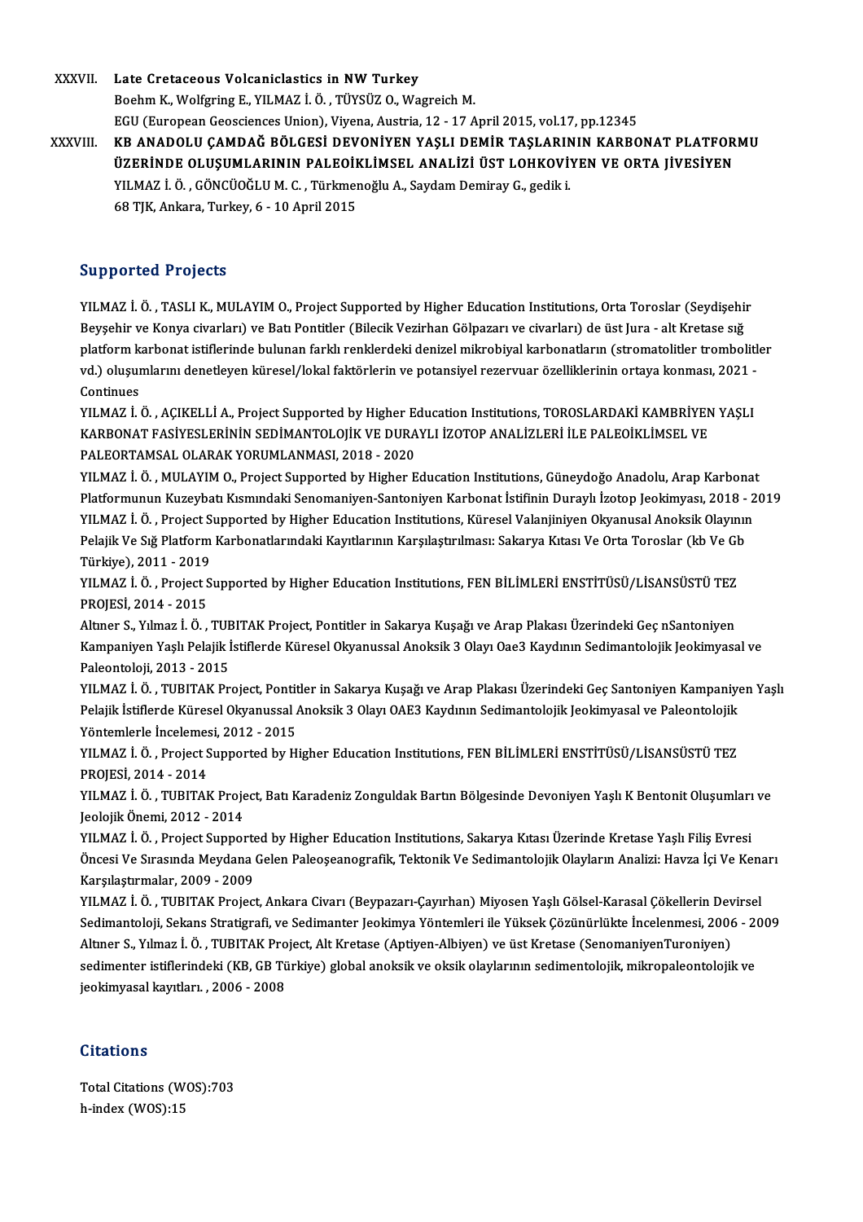XXXVII. **Late Cretaceous Volcaniclastics in NW Turkey**
Boehm K., Wolfgring E., YILMAZ İ. Ö. , TÜYSÜZ O., Wagreich M.
EGU (European Geosciences Union), Viyena, Austria, 12 - 17 April 2015, vol.17, pp.12345

XXXVIII. **KB ANADOLU ÇAMDAĞ BÖLGESİ DEVONİYEN YAŞLI DEMİR TAŞLARININ KARBONAT PLATFORMU ÜZERİNDE OLUŞUMLARININ PALEOİKLİMSEL ANALİZİ ÜST LOHKOVİYEN VE ORTA JİVESİYEN**
YILMAZ İ. Ö. , GÖNCÜOĞLU M. C. , Türkmenoğlu A., Saydam Demiray G., gedik i.
68 TJK, Ankara, Turkey, 6 - 10 April 2015

## Supported Projects

YILMAZ İ. Ö. , TASLI K., MULAYIM O., Project Supported by Higher Education Institutions, Orta Toroslar (Seydişehir Beyşehir ve Konya civarları) ve Batı Pontitler (Bilecik Vezirhan Gölpazarı ve civarları) de üst Jura - alt Kretase sığ platform karbonat istiflerinde bulunan farklı renklerdeki denizel mikrobiyal karbonatların (stromatolitler trombolitler vd.) oluşumlarını denetleyen küresel/lokal faktörlerin ve potansiyel rezervuar özelliklerinin ortaya konması, 2021 - Continues

YILMAZ İ. Ö. , AÇIKELLİ A., Project Supported by Higher Education Institutions, TOROSLARDAKİ KAMBRİYEN YAŞLI KARBONAT FASİYESLERİNİN SEDİMANTOLOJİK VE DURAYLI İZOTOP ANALİZLERİ İLE PALEOİKLİMSEL VE PALEORTAMSAL OLARAK YORUMLANMASI, 2018 - 2020

YILMAZ İ. Ö. , MULAYIM O., Project Supported by Higher Education Institutions, Güneydoğo Anadolu, Arap Karbonat Platformunun Kuzeybatı Kısmındaki Senomaniyen-Santoniyen Karbonat İstifinin Duraylı İzotop Jeokimyası, 2018 - 2019

YILMAZ İ. Ö. , Project Supported by Higher Education Institutions, Küresel Valanjiniyen Okyanusal Anoksik Olayının Pelajik Ve Sığ Platform Karbonatlarındaki Kayıtlarının Karşılaştırılması: Sakarya Kıtası Ve Orta Toroslar (kb Ve Gb Türkiye), 2011 - 2019

YILMAZ İ. Ö. , Project Supported by Higher Education Institutions, FEN BİLİMLERİ ENSTİTÜSÜ/LİSANSÜSTÜ TEZ PROJESİ, 2014 - 2015

Altıner S., Yılmaz İ. Ö. , TUBITAK Project, Pontitler in Sakarya Kuşağı ve Arap Plakası Üzerindeki Geç nSantoniyen Kampaniyen Yaşlı Pelajik İstiflerde Küresel Okyanussal Anoksik 3 Olayı Oae3 Kaydının Sedimantolojik Jeokimyasal ve Paleontoloji, 2013 - 2015

YILMAZ İ. Ö. , TUBITAK Project, Pontitler in Sakarya Kuşağı ve Arap Plakası Üzerindeki Geç Santoniyen Kampaniyen Yaşlı Pelajik İstiflerde Küresel Okyanussal Anoksik 3 Olayı OAE3 Kaydının Sedimantolojik Jeokimyasal ve Paleontolojik Yöntemlerle İncelemesi, 2012 - 2015

YILMAZ İ. Ö. , Project Supported by Higher Education Institutions, FEN BİLİMLERİ ENSTİTÜSÜ/LİSANSÜSTÜ TEZ PROJESİ, 2014 - 2014

YILMAZ İ. Ö. , TUBITAK Project, Batı Karadeniz Zonguldak Bartın Bölgesinde Devoniyen Yaşlı K Bentonit Oluşumları ve Jeolojik Önemi, 2012 - 2014

YILMAZ İ. Ö. , Project Supported by Higher Education Institutions, Sakarya Kıtası Üzerinde Kretase Yaşlı Filiş Evresi Öncesi Ve Sırasında Meydana Gelen Paleoşeanografik, Tektonik Ve Sedimantolojik Olayların Analizi: Havza İçi Ve Kenarı Karşılaştırmalar, 2009 - 2009

YILMAZ İ. Ö. , TUBITAK Project, Ankara Civarı (Beypazarı-Çayırhan) Miyosen Yaşlı Gölsel-Karasal Çökellerin Devirsel Sedimantoloji, Sekans Stratigrafi, ve Sedimanter Jeokimya Yöntemleri ile Yüksek Çözünürlükte İncelenmesi, 2006 - 2009

Altıner S., Yılmaz İ. Ö. , TUBITAK Project, Alt Kretase (Aptiyen-Albiyen) ve üst Kretase (SenomaniyenTuroniyen) sedimenter istiflerindeki (KB, GB Türkiye) global anoksik ve oksik olaylarının sedimentolojik, mikropaleontolojik ve jeokimyasal kayıtları. , 2006 - 2008

## Citations

Total Citations (WOS):703
h-index (WOS):15